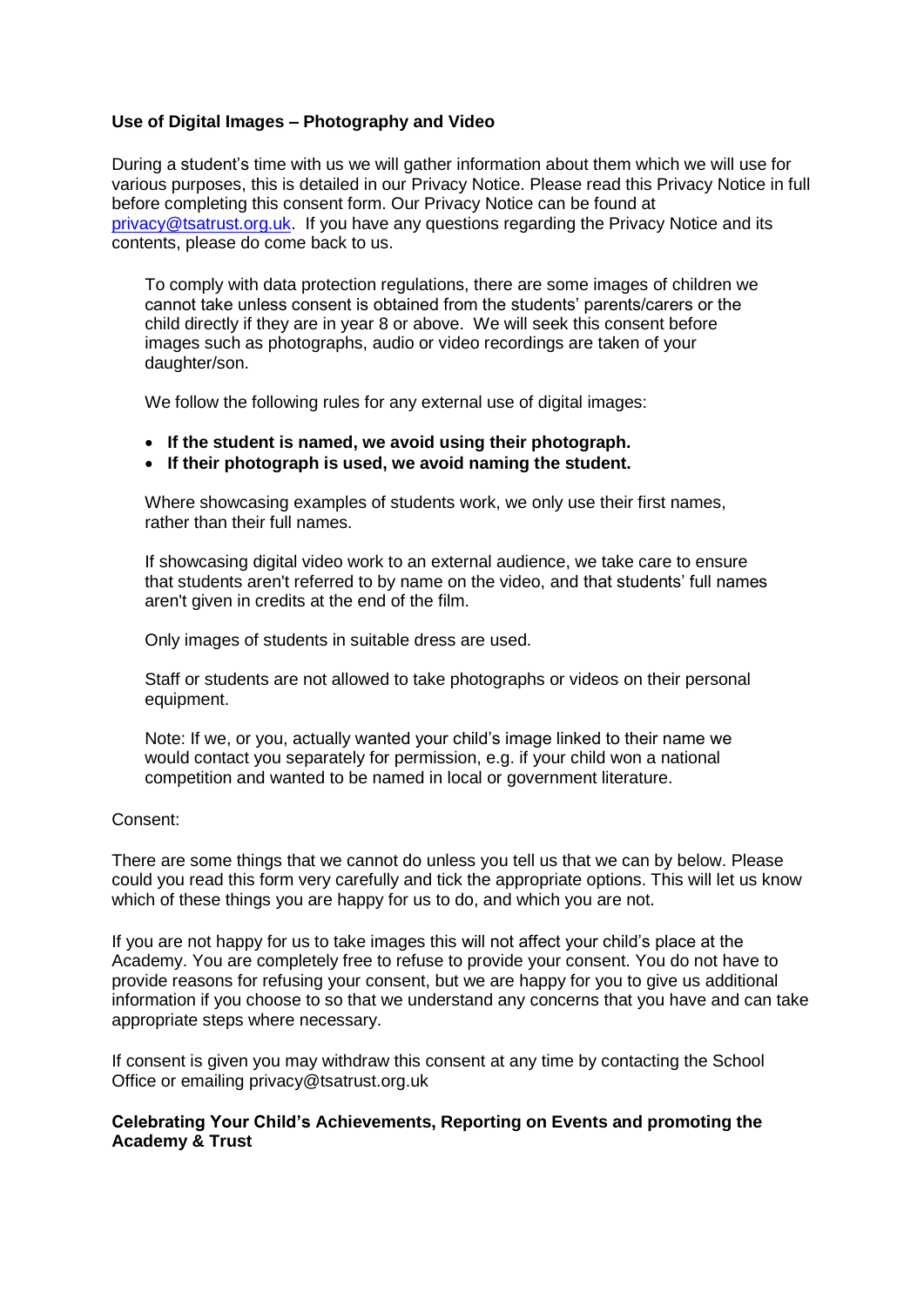**Use of Digital Images – Photography and Video**

During a student's time with us we will gather information about them which we will use for various purposes, this is detailed in our Privacy Notice. Please read this Privacy Notice in full before completing this consent form. Our Privacy Notice can be found at privacy@tsatrust.org.uk. If you have any questions regarding the Privacy Notice and its contents, please do come back to us.

To comply with data protection regulations, there are some images of children we cannot take unless consent is obtained from the students' parents/carers or the child directly if they are in year 8 or above. We will seek this consent before images such as photographs, audio or video recordings are taken of your daughter/son.

We follow the following rules for any external use of digital images:

- **If the student is named, we avoid using their photograph.**
- **If their photograph is used, we avoid naming the student.**

Where showcasing examples of students work, we only use their first names, rather than their full names.

If showcasing digital video work to an external audience, we take care to ensure that students aren't referred to by name on the video, and that students' full names aren't given in credits at the end of the film.

Only images of students in suitable dress are used.

Staff or students are not allowed to take photographs or videos on their personal equipment.

Note: If we, or you, actually wanted your child's image linked to their name we would contact you separately for permission, e.g. if your child won a national competition and wanted to be named in local or government literature.

Consent:

There are some things that we cannot do unless you tell us that we can by below. Please could you read this form very carefully and tick the appropriate options. This will let us know which of these things you are happy for us to do, and which you are not.

If you are not happy for us to take images this will not affect your child's place at the Academy. You are completely free to refuse to provide your consent. You do not have to provide reasons for refusing your consent, but we are happy for you to give us additional information if you choose to so that we understand any concerns that you have and can take appropriate steps where necessary.

If consent is given you may withdraw this consent at any time by contacting the School Office or emailing privacy@tsatrust.org.uk

**Celebrating Your Child's Achievements, Reporting on Events and promoting the Academy & Trust**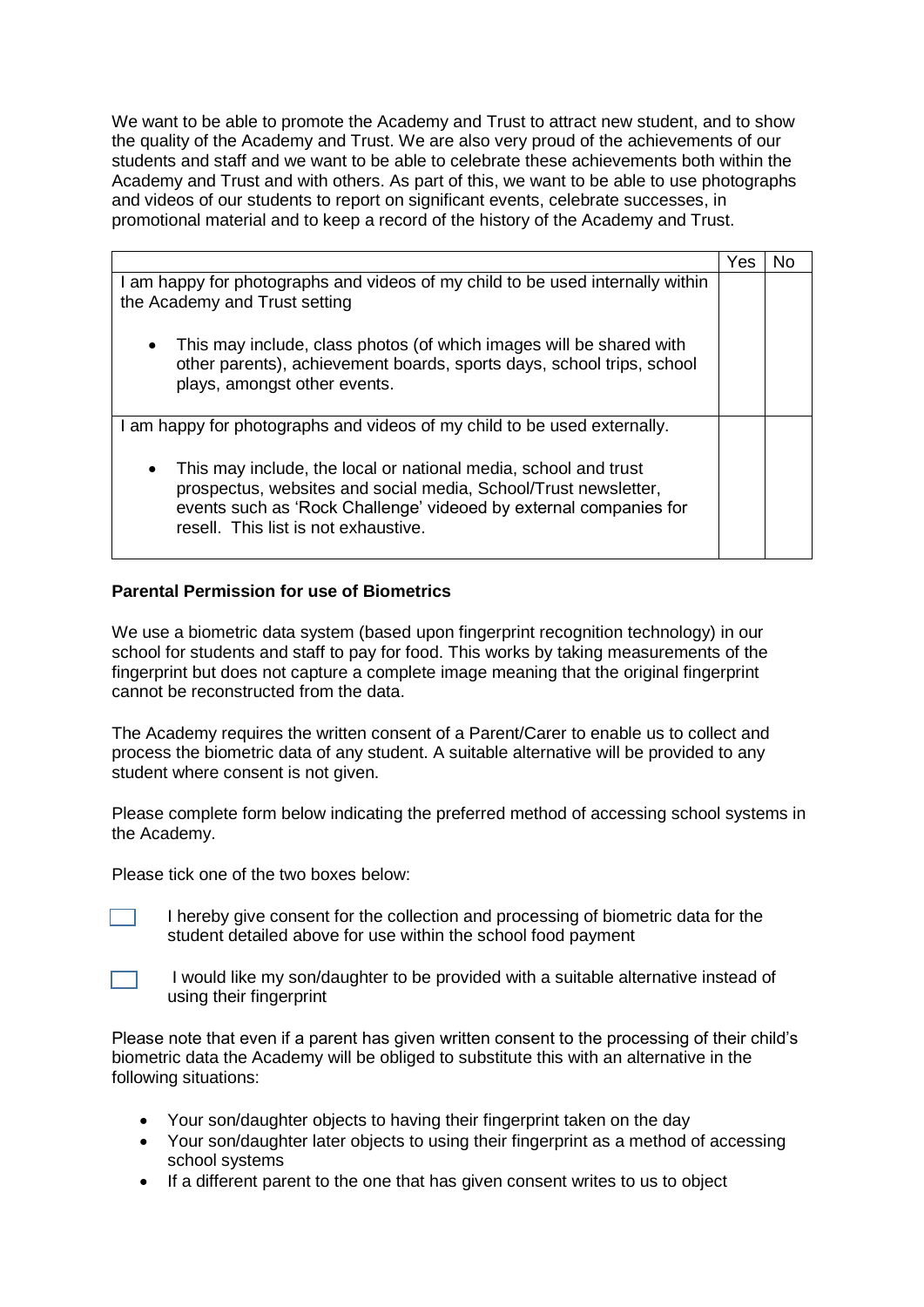We want to be able to promote the Academy and Trust to attract new student, and to show the quality of the Academy and Trust. We are also very proud of the achievements of our students and staff and we want to be able to celebrate these achievements both within the Academy and Trust and with others. As part of this, we want to be able to use photographs and videos of our students to report on significant events, celebrate successes, in promotional material and to keep a record of the history of the Academy and Trust.

| | Yes | No |
|---|---|---|
| I am happy for photographs and videos of my child to be used internally within the Academy and Trust setting<br><br>• This may include, class photos (of which images will be shared with other parents), achievement boards, sports days, school trips, school plays, amongst other events. | | |
| I am happy for photographs and videos of my child to be used externally.<br><br>• This may include, the local or national media, school and trust prospectus, websites and social media, School/Trust newsletter, events such as 'Rock Challenge' videoed by external companies for resell. This list is not exhaustive. | | |

**Parental Permission for use of Biometrics**

We use a biometric data system (based upon fingerprint recognition technology) in our school for students and staff to pay for food. This works by taking measurements of the fingerprint but does not capture a complete image meaning that the original fingerprint cannot be reconstructed from the data.

The Academy requires the written consent of a Parent/Carer to enable us to collect and process the biometric data of any student. A suitable alternative will be provided to any student where consent is not given.

Please complete form below indicating the preferred method of accessing school systems in the Academy.

Please tick one of the two boxes below:

☐ I hereby give consent for the collection and processing of biometric data for the student detailed above for use within the school food payment

☐ I would like my son/daughter to be provided with a suitable alternative instead of using their fingerprint

Please note that even if a parent has given written consent to the processing of their child's biometric data the Academy will be obliged to substitute this with an alternative in the following situations:

- Your son/daughter objects to having their fingerprint taken on the day
- Your son/daughter later objects to using their fingerprint as a method of accessing school systems
- If a different parent to the one that has given consent writes to us to object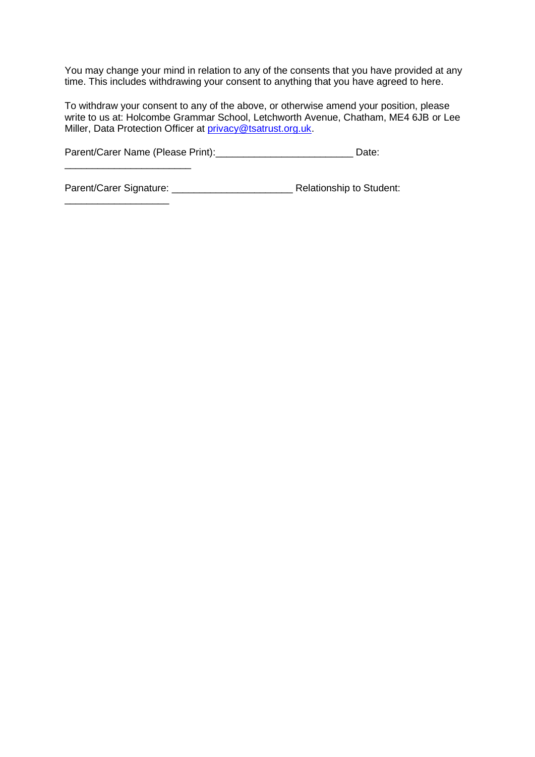You may change your mind in relation to any of the consents that you have provided at any time. This includes withdrawing your consent to anything that you have agreed to here.

To withdraw your consent to any of the above, or otherwise amend your position, please write to us at: Holcombe Grammar School, Letchworth Avenue, Chatham, ME4 6JB or Lee Miller, Data Protection Officer at [privacy@tsatrust.org.uk](mailto:privacy@tsatrust.org.uk).

Parent/Carer Name (Please Print):_________________________ Date: _______________________

Parent/Carer Signature: ______________________ Relationship to Student: ___________________